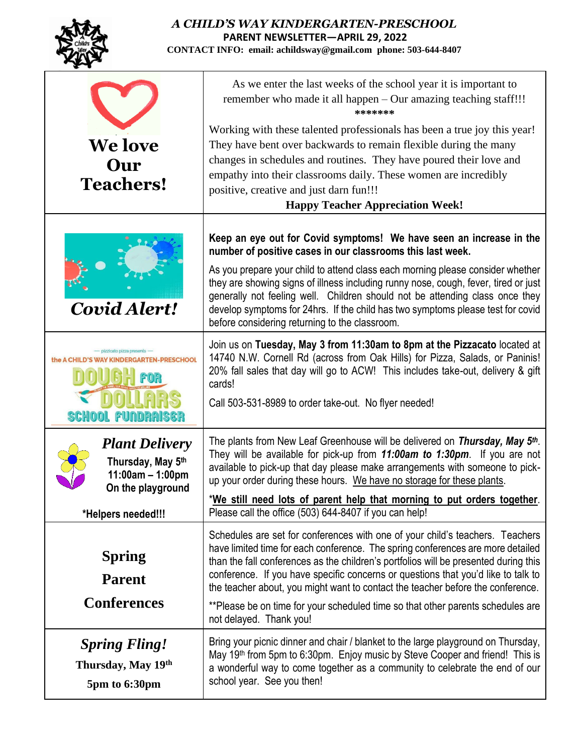# *A CHILD'S WAY KINDERGARTEN-PRESCHOOL*

**PARENT NEWSLETTER—APRIL 29, 2022**

**CONTACT INFO: email: achildsway@gmail.com phone: 503-644-8407**

## We love Our Teachers!

As we enter the last weeks of the school year it is important to remember who made it all happen – Our amazing teaching staff!!!

*******

Working with these talented professionals has been a true joy this year! They have bent over backwards to remain flexible during the many changes in schedules and routines. They have poured their love and empathy into their classrooms daily. These women are incredibly positive, creative and just darn fun!!!

**Happy Teacher Appreciation Week!**

## *Covid Alert!*

**Keep an eye out for Covid symptoms! We have seen an increase in the number of positive cases in our classrooms this last week.**

As you prepare your child to attend class each morning please consider whether they are showing signs of illness including runny nose, cough, fever, tired or just generally not feeling well. Children should not be attending class once they develop symptoms for 24hrs. If the child has two symptoms please test for covid before considering returning to the classroom.

## Pizzicato pizza presents the A CHILD'S WAY KINDERGARTEN-PRESCHOOL DOUGH FOR DOLLARS SCHOOL FUNDRAISER

Join us on **Tuesday, May 3 from 11:30am to 8pm at the Pizzacato** located at 14740 N.W. Cornell Rd (across from Oak Hills) for Pizza, Salads, or Paninis! 20% fall sales that day will go to ACW! This includes take-out, delivery & gift cards!

Call 503-531-8989 to order take-out. No flyer needed!

## *Plant Delivery*

**Thursday, May 5th**
**11:00am – 1:00pm**
**On the playground**

**\*Helpers needed!!!**

The plants from New Leaf Greenhouse will be delivered on ***Thursday, May 5th***. They will be available for pick-up from ***11:00am to 1:30pm***. If you are not available to pick-up that day please make arrangements with someone to pick-up your order during these hours. <u>We have no storage for these plants</u>.

*<u>**We still need lots of parent help that morning to put orders together**</u>. Please call the office (503) 644-8407 if you can help!

## Spring Parent Conferences

Schedules are set for conferences with one of your child's teachers. Teachers have limited time for each conference. The spring conferences are more detailed than the fall conferences as the children's portfolios will be presented during this conference. If you have specific concerns or questions that you'd like to talk to the teacher about, you might want to contact the teacher before the conference.

**Please be on time for your scheduled time so that other parents schedules are not delayed. Thank you!

## *Spring Fling!*

**Thursday, May 19th**

**5pm to 6:30pm**

Bring your picnic dinner and chair / blanket to the large playground on Thursday, May 19th from 5pm to 6:30pm. Enjoy music by Steve Cooper and friend! This is a wonderful way to come together as a community to celebrate the end of our school year. See you then!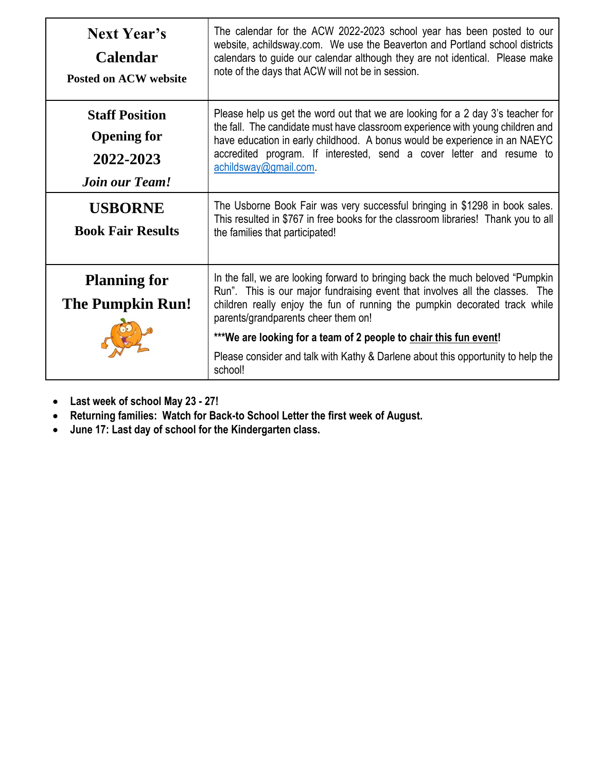| | |
|---|---|
| **Next Year's Calendar**<br>**Posted on ACW website** | The calendar for the ACW 2022-2023 school year has been posted to our website, achildsway.com. We use the Beaverton and Portland school districts calendars to guide our calendar although they are not identical. Please make note of the days that ACW will not be in session. |
| **Staff Position Opening for 2022-2023**<br>***Join our Team!*** | Please help us get the word out that we are looking for a 2 day 3's teacher for the fall. The candidate must have classroom experience with young children and have education in early childhood. A bonus would be experience in an NAEYC accredited program. If interested, send a cover letter and resume to achildsway@gmail.com. |
| **USBORNE**<br>**Book Fair Results** | The Usborne Book Fair was very successful bringing in $1298 in book sales. This resulted in $767 in free books for the classroom libraries! Thank you to all the families that participated! |
| **Planning for The Pumpkin Run!** | In the fall, we are looking forward to bringing back the much beloved "Pumpkin Run". This is our major fundraising event that involves all the classes. The children really enjoy the fun of running the pumpkin decorated track while parents/grandparents cheer them on!<br>**\*\*\*We are looking for a team of 2 people to chair this fun event!**<br>Please consider and talk with Kathy & Darlene about this opportunity to help the school! |

- **Last week of school May 23 - 27!**
- **Returning families: Watch for Back-to School Letter the first week of August.**
- **June 17: Last day of school for the Kindergarten class.**